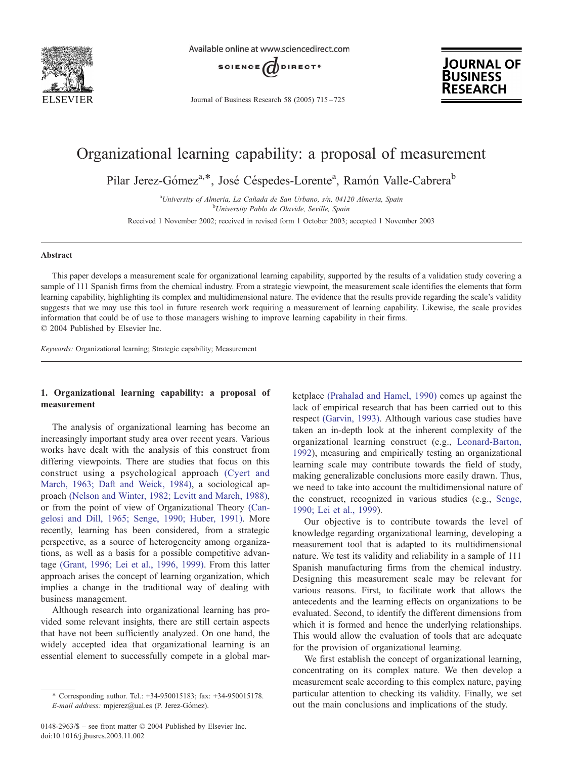# Organizational learning capability: a proposal of measurement

Pilar Jerez-Gómez[a,*], José Céspedes-Lorente[a], Ramón Valle-Cabrera[b]

[a]University of Almeria, La Cañada de San Urbano, s/n, 04120 Almeria, Spain
[b]University Pablo de Olavide, Seville, Spain

Received 1 November 2002; received in revised form 1 October 2003; accepted 1 November 2003

## Abstract

This paper develops a measurement scale for organizational learning capability, supported by the results of a validation study covering a sample of 111 Spanish firms from the chemical industry. From a strategic viewpoint, the measurement scale identifies the elements that form learning capability, highlighting its complex and multidimensional nature. The evidence that the results provide regarding the scale's validity suggests that we may use this tool in future research work requiring a measurement of learning capability. Likewise, the scale provides information that could be of use to those managers wishing to improve learning capability in their firms.
© 2004 Published by Elsevier Inc.

*Keywords:* Organizational learning; Strategic capability; Measurement

## 1. Organizational learning capability: a proposal of measurement

The analysis of organizational learning has become an increasingly important study area over recent years. Various works have dealt with the analysis of this construct from differing viewpoints. There are studies that focus on this construct using a psychological approach (Cyert and March, 1963; Daft and Weick, 1984), a sociological approach (Nelson and Winter, 1982; Levitt and March, 1988), or from the point of view of Organizational Theory (Cangelosi and Dill, 1965; Senge, 1990; Huber, 1991). More recently, learning has been considered, from a strategic perspective, as a source of heterogeneity among organizations, as well as a basis for a possible competitive advantage (Grant, 1996; Lei et al., 1996, 1999). From this latter approach arises the concept of learning organization, which implies a change in the traditional way of dealing with business management.

Although research into organizational learning has provided some relevant insights, there are still certain aspects that have not been sufficiently analyzed. On one hand, the widely accepted idea that organizational learning is an essential element to successfully compete in a global marketplace (Prahalad and Hamel, 1990) comes up against the lack of empirical research that has been carried out to this respect (Garvin, 1993). Although various case studies have taken an in-depth look at the inherent complexity of the organizational learning construct (e.g., Leonard-Barton, 1992), measuring and empirically testing an organizational learning scale may contribute towards the field of study, making generalizable conclusions more easily drawn. Thus, we need to take into account the multidimensional nature of the construct, recognized in various studies (e.g., Senge, 1990; Lei et al., 1999).

Our objective is to contribute towards the level of knowledge regarding organizational learning, developing a measurement tool that is adapted to its multidimensional nature. We test its validity and reliability in a sample of 111 Spanish manufacturing firms from the chemical industry. Designing this measurement scale may be relevant for various reasons. First, to facilitate work that allows the antecedents and the learning effects on organizations to be evaluated. Second, to identify the different dimensions from which it is formed and hence the underlying relationships. This would allow the evaluation of tools that are adequate for the provision of organizational learning.

We first establish the concept of organizational learning, concentrating on its complex nature. We then develop a measurement scale according to this complex nature, paying particular attention to checking its validity. Finally, we set out the main conclusions and implications of the study.

\* Corresponding author. Tel.: +34-950015183; fax: +34-950015178.
*E-mail address:* mpjerez@ual.es (P. Jerez-Gómez).

0148-2963/$ – see front matter © 2004 Published by Elsevier Inc.
doi:10.1016/j.jbusres.2003.11.002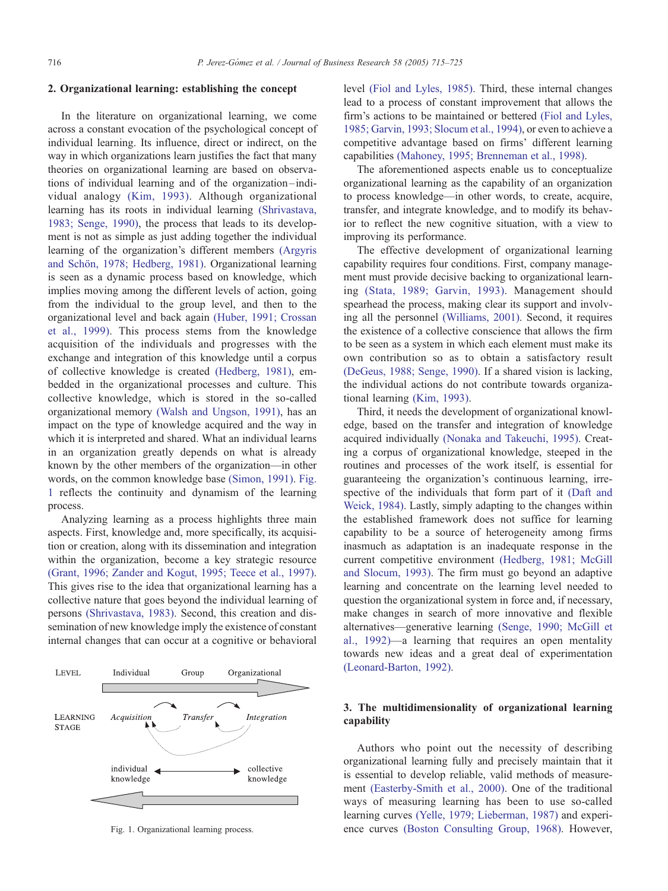## 2. Organizational learning: establishing the concept

In the literature on organizational learning, we come across a constant evocation of the psychological concept of individual learning. Its influence, direct or indirect, on the way in which organizations learn justifies the fact that many theories on organizational learning are based on observations of individual learning and of the organization–individual analogy (Kim, 1993). Although organizational learning has its roots in individual learning (Shrivastava, 1983; Senge, 1990), the process that leads to its development is not as simple as just adding together the individual learning of the organization's different members (Argyris and Schön, 1978; Hedberg, 1981). Organizational learning is seen as a dynamic process based on knowledge, which implies moving among the different levels of action, going from the individual to the group level, and then to the organizational level and back again (Huber, 1991; Crossan et al., 1999). This process stems from the knowledge acquisition of the individuals and progresses with the exchange and integration of this knowledge until a corpus of collective knowledge is created (Hedberg, 1981), embedded in the organizational processes and culture. This collective knowledge, which is stored in the so-called organizational memory (Walsh and Ungson, 1991), has an impact on the type of knowledge acquired and the way in which it is interpreted and shared. What an individual learns in an organization greatly depends on what is already known by the other members of the organization—in other words, on the common knowledge base (Simon, 1991). Fig. 1 reflects the continuity and dynamism of the learning process.

Analyzing learning as a process highlights three main aspects. First, knowledge and, more specifically, its acquisition or creation, along with its dissemination and integration within the organization, become a key strategic resource (Grant, 1996; Zander and Kogut, 1995; Teece et al., 1997). This gives rise to the idea that organizational learning has a collective nature that goes beyond the individual learning of persons (Shrivastava, 1983). Second, this creation and dissemination of new knowledge imply the existence of constant internal changes that can occur at a cognitive or behavioral level (Fiol and Lyles, 1985). Third, these internal changes lead to a process of constant improvement that allows the firm's actions to be maintained or bettered (Fiol and Lyles, 1985; Garvin, 1993; Slocum et al., 1994), or even to achieve a competitive advantage based on firms' different learning capabilities (Mahoney, 1995; Brenneman et al., 1998).

LEVEL: Individual → Group → Organizational

LEARNING STAGE: *Acquisition* → *Transfer* → *Integration*

individual knowledge ↔ collective knowledge

Fig. 1. Organizational learning process.

The aforementioned aspects enable us to conceptualize organizational learning as the capability of an organization to process knowledge—in other words, to create, acquire, transfer, and integrate knowledge, and to modify its behavior to reflect the new cognitive situation, with a view to improving its performance.

The effective development of organizational learning capability requires four conditions. First, company management must provide decisive backing to organizational learning (Stata, 1989; Garvin, 1993). Management should spearhead the process, making clear its support and involving all the personnel (Williams, 2001). Second, it requires the existence of a collective conscience that allows the firm to be seen as a system in which each element must make its own contribution so as to obtain a satisfactory result (DeGeus, 1988; Senge, 1990). If a shared vision is lacking, the individual actions do not contribute towards organizational learning (Kim, 1993).

Third, it needs the development of organizational knowledge, based on the transfer and integration of knowledge acquired individually (Nonaka and Takeuchi, 1995). Creating a corpus of organizational knowledge, steeped in the routines and processes of the work itself, is essential for guaranteeing the organization's continuous learning, irrespective of the individuals that form part of it (Daft and Weick, 1984). Lastly, simply adapting to the changes within the established framework does not suffice for learning capability to be a source of heterogeneity among firms inasmuch as adaptation is an inadequate response in the current competitive environment (Hedberg, 1981; McGill and Slocum, 1993). The firm must go beyond an adaptive learning and concentrate on the learning level needed to question the organizational system in force and, if necessary, make changes in search of more innovative and flexible alternatives—generative learning (Senge, 1990; McGill et al., 1992)—a learning that requires an open mentality towards new ideas and a great deal of experimentation (Leonard-Barton, 1992).

## 3. The multidimensionality of organizational learning capability

Authors who point out the necessity of describing organizational learning fully and precisely maintain that it is essential to develop reliable, valid methods of measurement (Easterby-Smith et al., 2000). One of the traditional ways of measuring learning has been to use so-called learning curves (Yelle, 1979; Lieberman, 1987) and experience curves (Boston Consulting Group, 1968). However,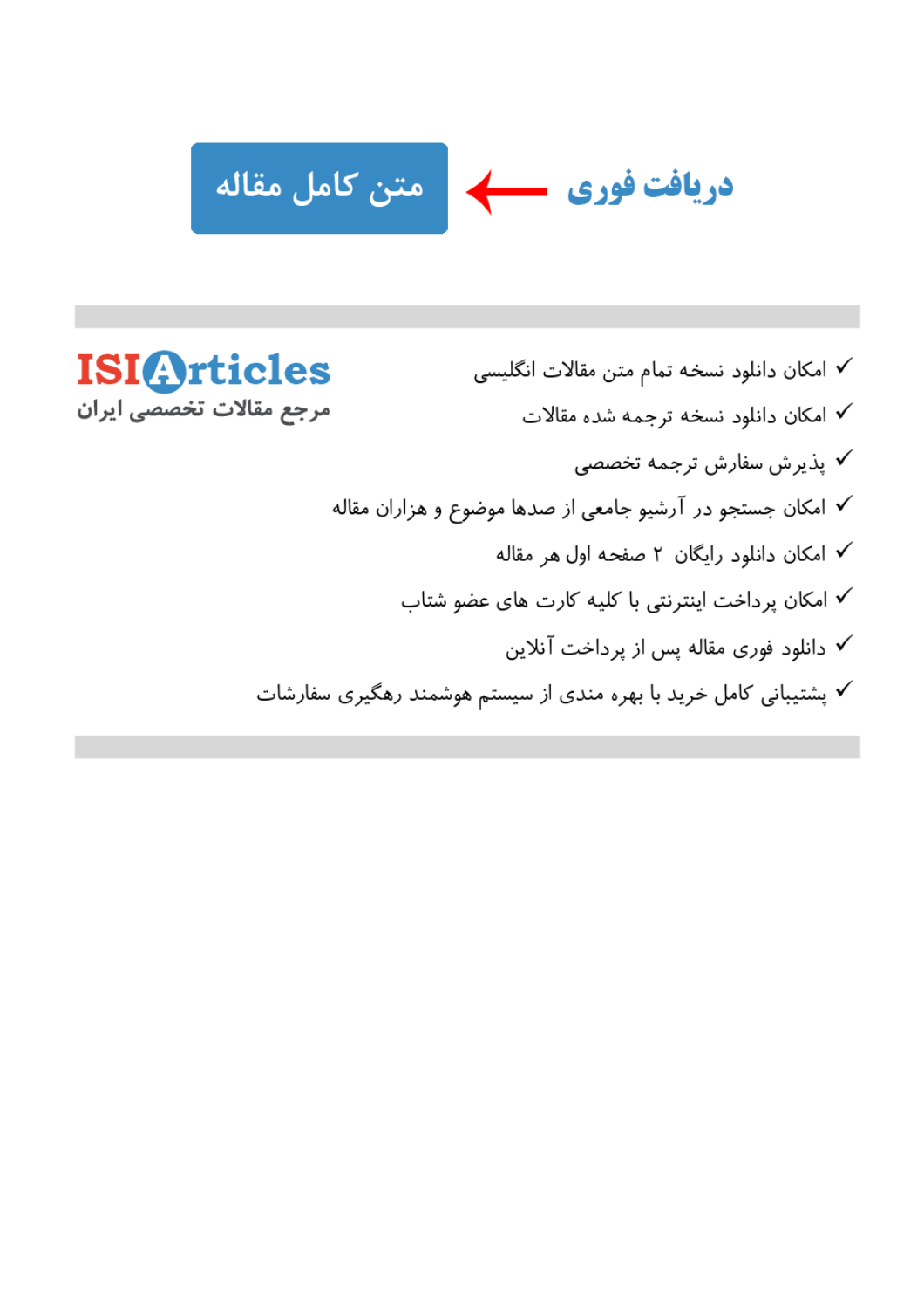دریافت فوری ← **متن کامل مقاله**

**ISIArticles**

مرجع مقالات تخصصی ایران

- ✓ امکان دانلود نسخه تمام متن مقالات انگلیسی
- ✓ امکان دانلود نسخه ترجمه شده مقالات
- ✓ پذیرش سفارش ترجمه تخصصی
- ✓ امکان جستجو در آرشیو جامعی از صدها موضوع و هزاران مقاله
- ✓ امکان دانلود رایگان ۲ صفحه اول هر مقاله
- ✓ امکان پرداخت اینترنتی با کلیه کارت های عضو شتاب
- ✓ دانلود فوری مقاله پس از پرداخت آنلاین
- ✓ پشتیبانی کامل خرید با بهره مندی از سیستم هوشمند رهگیری سفارشات